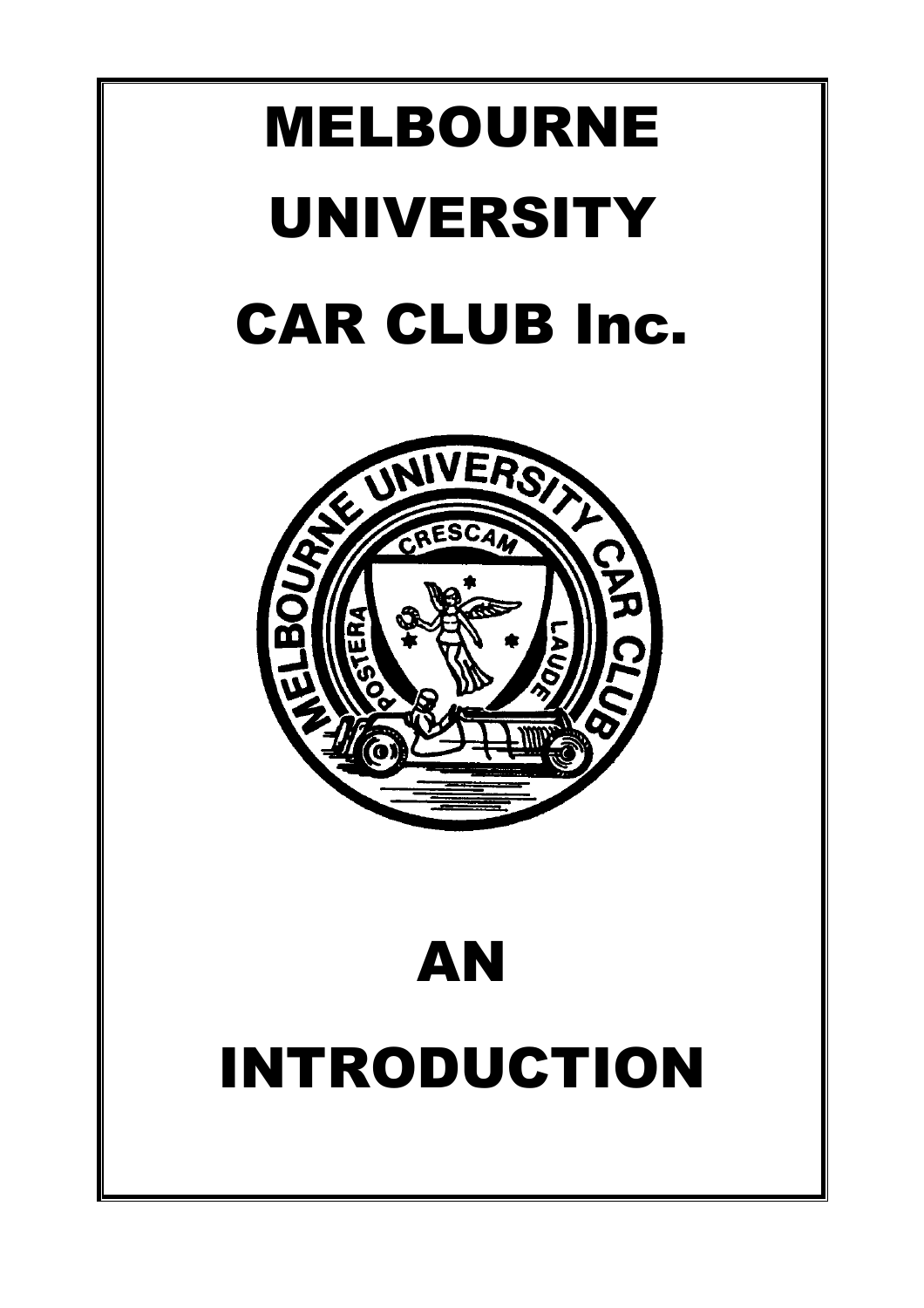# MELBOURNE UNIVERSITY CAR CLUB Inc.

# AN INTRODUCTION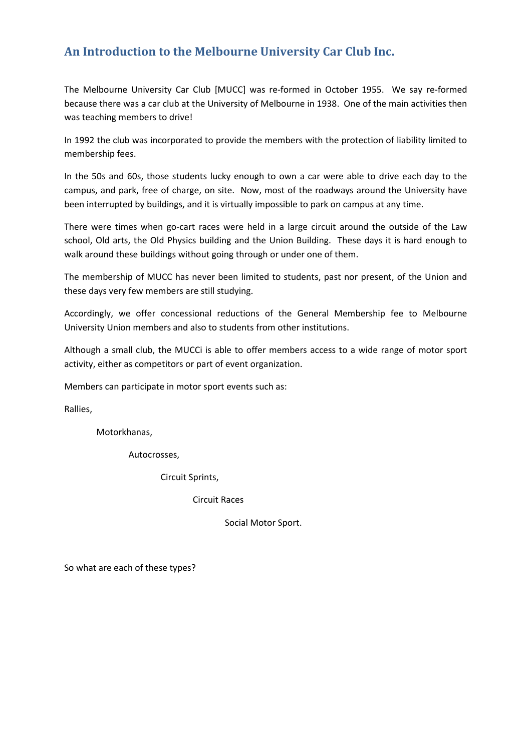## An Introduction to the Melbourne University Car Club Inc.

The Melbourne University Car Club [MUCC] was re-formed in October 1955. We say re-formed because there was a car club at the University of Melbourne in 1938. One of the main activities then was teaching members to drive!

In 1992 the club was incorporated to provide the members with the protection of liability limited to membership fees.

In the 50s and 60s, those students lucky enough to own a car were able to drive each day to the campus, and park, free of charge, on site. Now, most of the roadways around the University have been interrupted by buildings, and it is virtually impossible to park on campus at any time.

There were times when go-cart races were held in a large circuit around the outside of the Law school, Old arts, the Old Physics building and the Union Building. These days it is hard enough to walk around these buildings without going through or under one of them.

The membership of MUCC has never been limited to students, past nor present, of the Union and these days very few members are still studying.

Accordingly, we offer concessional reductions of the General Membership fee to Melbourne University Union members and also to students from other institutions.

Although a small club, the MUCCi is able to offer members access to a wide range of motor sport activity, either as competitors or part of event organization.

Members can participate in motor sport events such as:

Rallies,

Motorkhanas,

Autocrosses,

Circuit Sprints,

Circuit Races

Social Motor Sport.

So what are each of these types?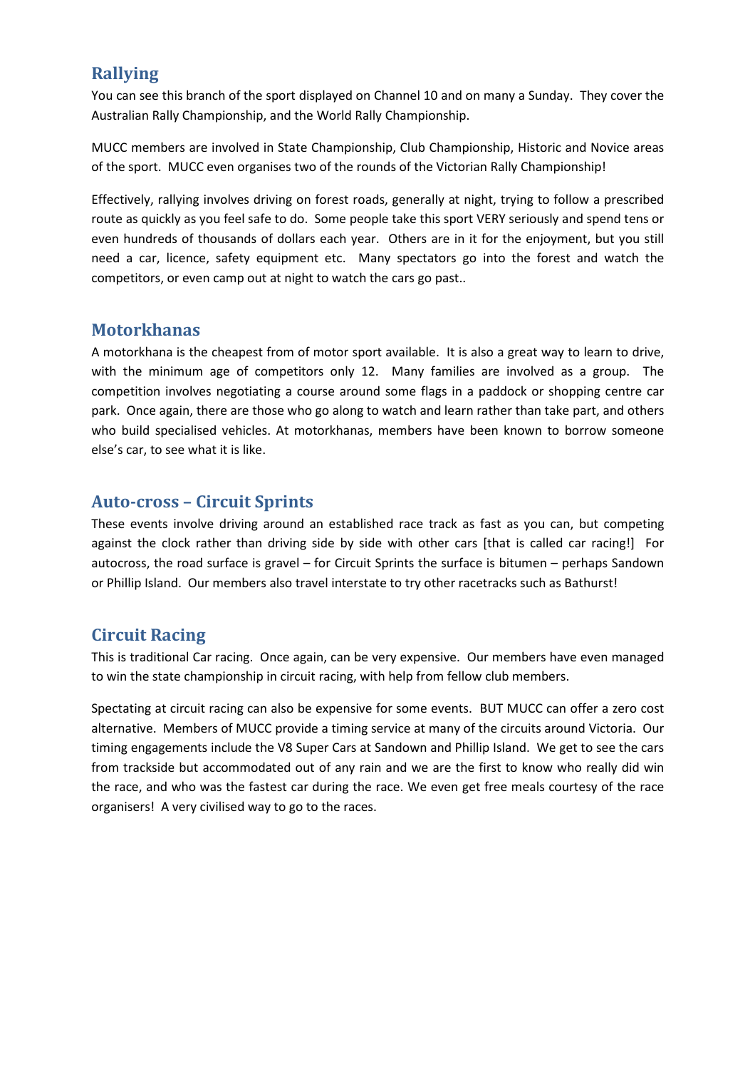## Rallying

You can see this branch of the sport displayed on Channel 10 and on many a Sunday. They cover the Australian Rally Championship, and the World Rally Championship.

MUCC members are involved in State Championship, Club Championship, Historic and Novice areas of the sport. MUCC even organises two of the rounds of the Victorian Rally Championship!

Effectively, rallying involves driving on forest roads, generally at night, trying to follow a prescribed route as quickly as you feel safe to do. Some people take this sport VERY seriously and spend tens or even hundreds of thousands of dollars each year. Others are in it for the enjoyment, but you still need a car, licence, safety equipment etc. Many spectators go into the forest and watch the competitors, or even camp out at night to watch the cars go past..

## Motorkhanas

A motorkhana is the cheapest from of motor sport available. It is also a great way to learn to drive, with the minimum age of competitors only 12. Many families are involved as a group. The competition involves negotiating a course around some flags in a paddock or shopping centre car park. Once again, there are those who go along to watch and learn rather than take part, and others who build specialised vehicles. At motorkhanas, members have been known to borrow someone else's car, to see what it is like.

## Auto-cross – Circuit Sprints

These events involve driving around an established race track as fast as you can, but competing against the clock rather than driving side by side with other cars [that is called car racing!] For autocross, the road surface is gravel – for Circuit Sprints the surface is bitumen – perhaps Sandown or Phillip Island. Our members also travel interstate to try other racetracks such as Bathurst!

## Circuit Racing

This is traditional Car racing. Once again, can be very expensive. Our members have even managed to win the state championship in circuit racing, with help from fellow club members.

Spectating at circuit racing can also be expensive for some events. BUT MUCC can offer a zero cost alternative. Members of MUCC provide a timing service at many of the circuits around Victoria. Our timing engagements include the V8 Super Cars at Sandown and Phillip Island. We get to see the cars from trackside but accommodated out of any rain and we are the first to know who really did win the race, and who was the fastest car during the race. We even get free meals courtesy of the race organisers! A very civilised way to go to the races.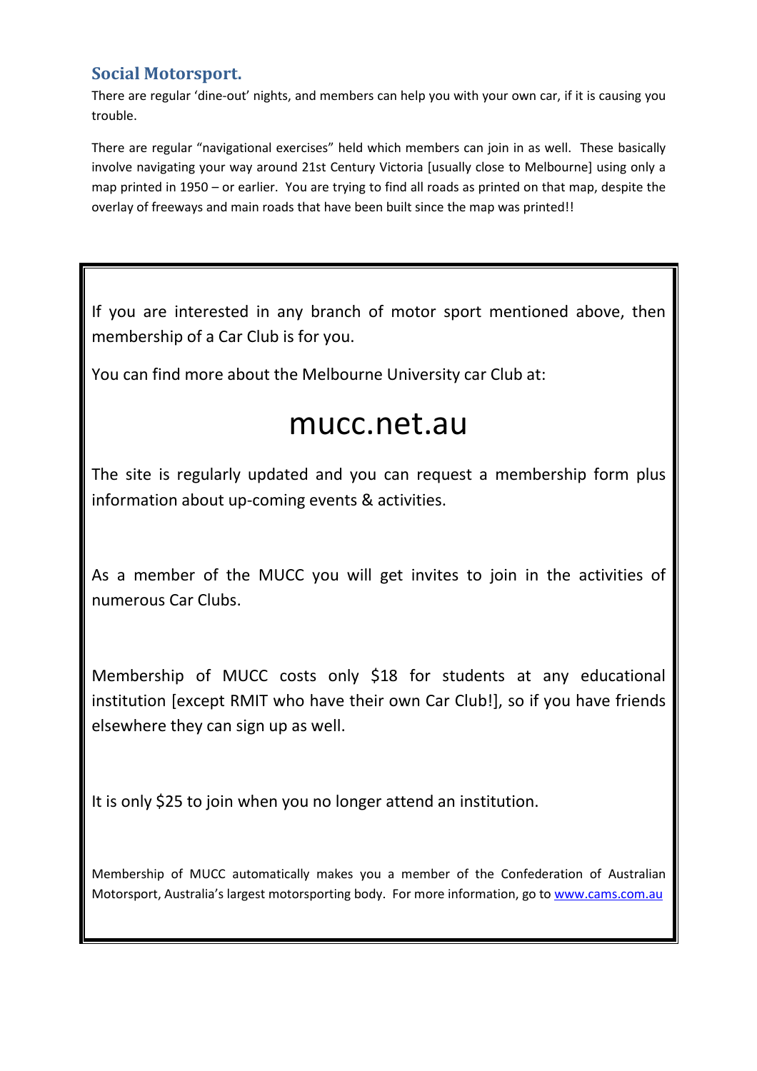## Social Motorsport.

There are regular 'dine-out' nights, and members can help you with your own car, if it is causing you trouble.

There are regular "navigational exercises" held which members can join in as well. These basically involve navigating your way around 21st Century Victoria [usually close to Melbourne] using only a map printed in 1950 – or earlier. You are trying to find all roads as printed on that map, despite the overlay of freeways and main roads that have been built since the map was printed!!

If you are interested in any branch of motor sport mentioned above, then membership of a Car Club is for you.

You can find more about the Melbourne University car Club at:

# mucc.net.au

The site is regularly updated and you can request a membership form plus information about up-coming events & activities.

As a member of the MUCC you will get invites to join in the activities of numerous Car Clubs.

Membership of MUCC costs only $18 for students at any educational institution [except RMIT who have their own Car Club!], so if you have friends elsewhere they can sign up as well.

It is only $25 to join when you no longer attend an institution.

Membership of MUCC automatically makes you a member of the Confederation of Australian Motorsport, Australia's largest motorsporting body. For more information, go to [www.cams.com.au](http://www.cams.com.au)